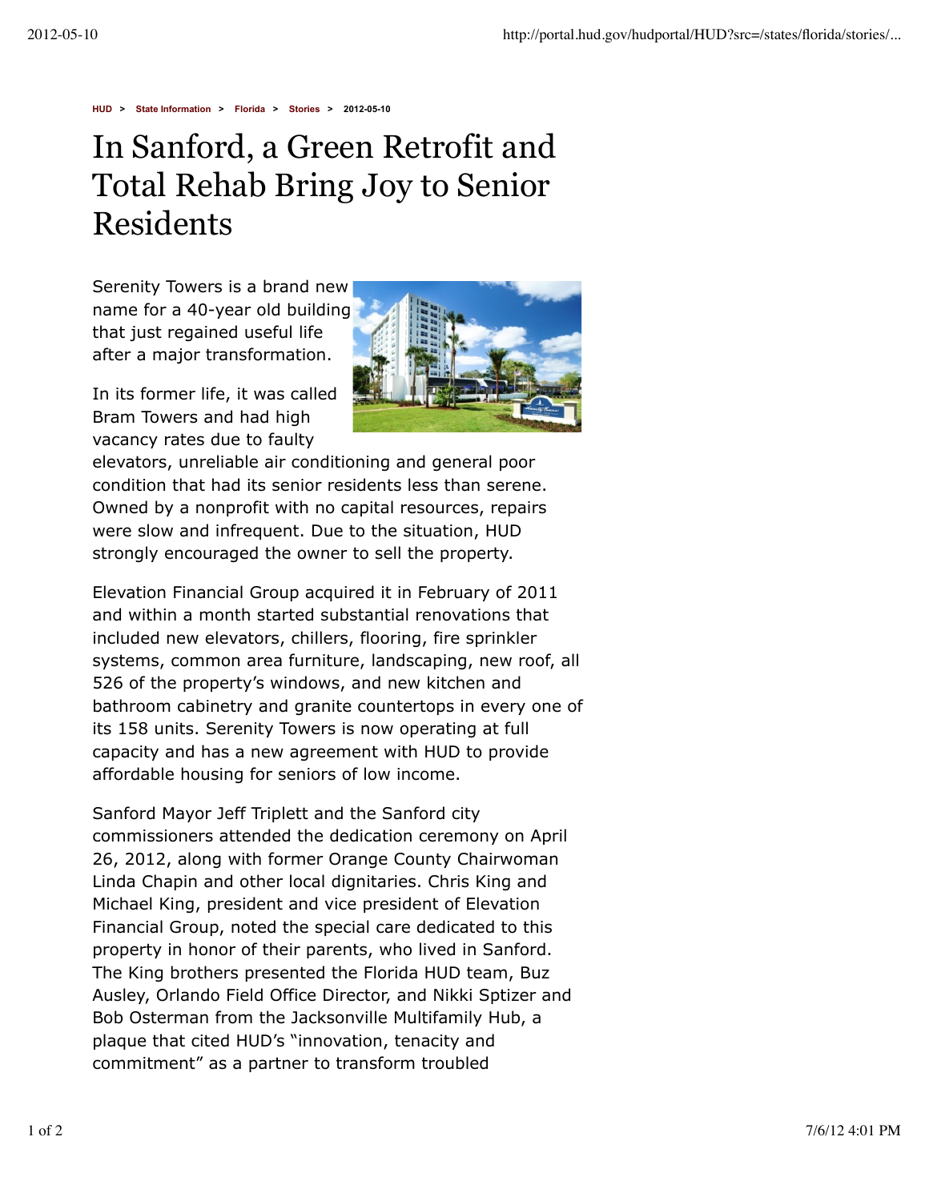HUD > State Information > Florida > Stories > 2012-05-10

# In Sanford, a Green Retrofit and Total Rehab Bring Joy to Senior Residents

Serenity Towers is a brand new name for a 40-year old building that just regained useful life after a major transformation.

In its former life, it was called Bram Towers and had high vacancy rates due to faulty elevators, unreliable air conditioning and general poor condition that had its senior residents less than serene. Owned by a nonprofit with no capital resources, repairs were slow and infrequent. Due to the situation, HUD strongly encouraged the owner to sell the property.

Elevation Financial Group acquired it in February of 2011 and within a month started substantial renovations that included new elevators, chillers, flooring, fire sprinkler systems, common area furniture, landscaping, new roof, all 526 of the property's windows, and new kitchen and bathroom cabinetry and granite countertops in every one of its 158 units. Serenity Towers is now operating at full capacity and has a new agreement with HUD to provide affordable housing for seniors of low income.

Sanford Mayor Jeff Triplett and the Sanford city commissioners attended the dedication ceremony on April 26, 2012, along with former Orange County Chairwoman Linda Chapin and other local dignitaries. Chris King and Michael King, president and vice president of Elevation Financial Group, noted the special care dedicated to this property in honor of their parents, who lived in Sanford. The King brothers presented the Florida HUD team, Buz Ausley, Orlando Field Office Director, and Nikki Sptizer and Bob Osterman from the Jacksonville Multifamily Hub, a plaque that cited HUD's "innovation, tenacity and commitment" as a partner to transform troubled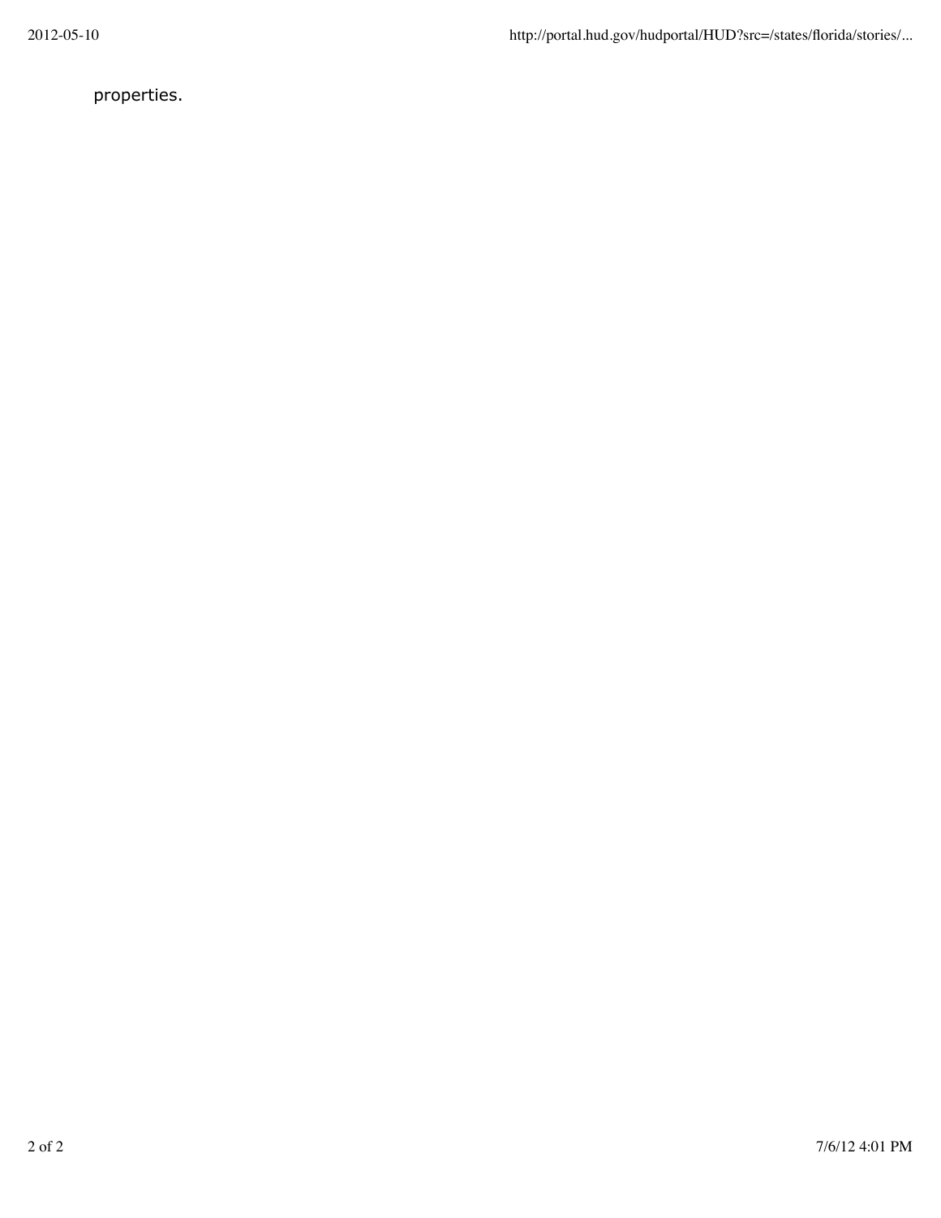properties.